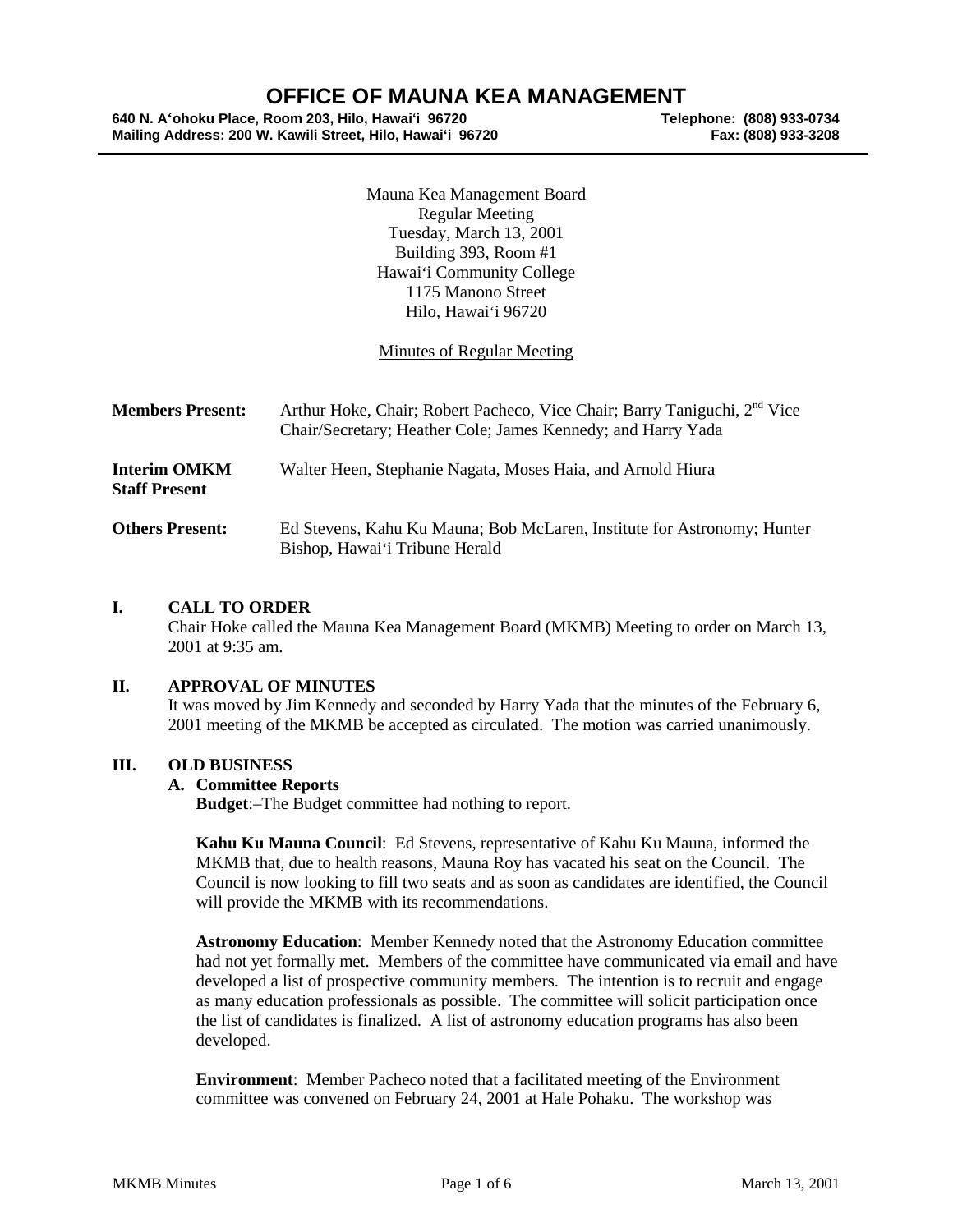# OFFICE OF MAUNA KEA MANAGEMENT

**640 N. Aʻohoku Place, Room 203, Hilo, Hawaiʻi 96720** **Telephone: (808) 933-0734**
**Mailing Address: 200 W. Kawili Street, Hilo, Hawaiʻi 96720** **Fax: (808) 933-3208**

Mauna Kea Management Board
Regular Meeting
Tuesday, March 13, 2001
Building 393, Room #1
Hawaiʻi Community College
1175 Manono Street
Hilo, Hawaiʻi 96720

Minutes of Regular Meeting

**Members Present:** Arthur Hoke, Chair; Robert Pacheco, Vice Chair; Barry Taniguchi, 2nd Vice Chair/Secretary; Heather Cole; James Kennedy; and Harry Yada

**Interim OMKM Staff Present** Walter Heen, Stephanie Nagata, Moses Haia, and Arnold Hiura

**Others Present:** Ed Stevens, Kahu Ku Mauna; Bob McLaren, Institute for Astronomy; Hunter Bishop, Hawaiʻi Tribune Herald

## I. CALL TO ORDER

Chair Hoke called the Mauna Kea Management Board (MKMB) Meeting to order on March 13, 2001 at 9:35 am.

## II. APPROVAL OF MINUTES

It was moved by Jim Kennedy and seconded by Harry Yada that the minutes of the February 6, 2001 meeting of the MKMB be accepted as circulated. The motion was carried unanimously.

## III. OLD BUSINESS

### A. Committee Reports

**Budget**:–The Budget committee had nothing to report.

**Kahu Ku Mauna Council**: Ed Stevens, representative of Kahu Ku Mauna, informed the MKMB that, due to health reasons, Mauna Roy has vacated his seat on the Council. The Council is now looking to fill two seats and as soon as candidates are identified, the Council will provide the MKMB with its recommendations.

**Astronomy Education**: Member Kennedy noted that the Astronomy Education committee had not yet formally met. Members of the committee have communicated via email and have developed a list of prospective community members. The intention is to recruit and engage as many education professionals as possible. The committee will solicit participation once the list of candidates is finalized. A list of astronomy education programs has also been developed.

**Environment**: Member Pacheco noted that a facilitated meeting of the Environment committee was convened on February 24, 2001 at Hale Pohaku. The workshop was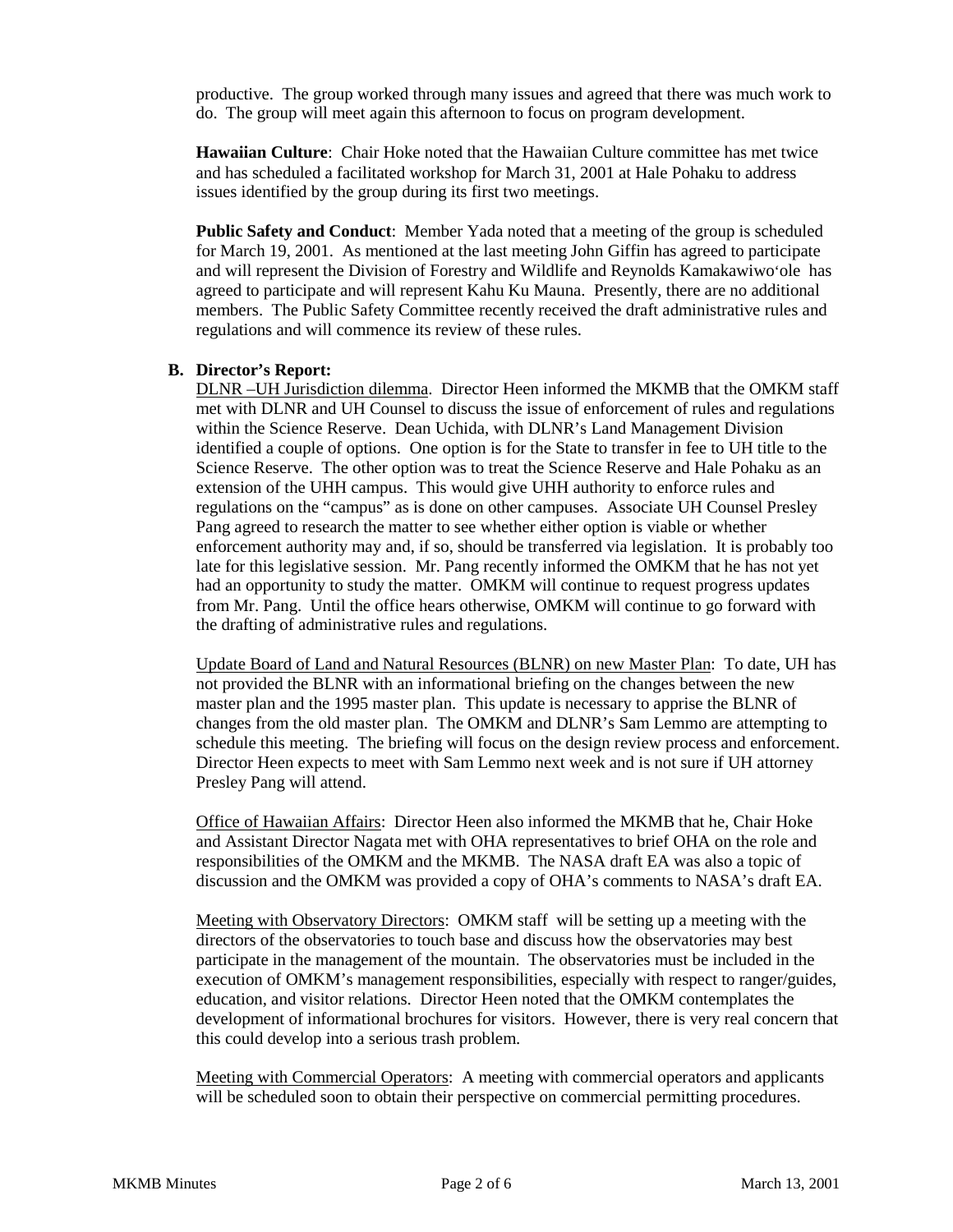productive. The group worked through many issues and agreed that there was much work to do. The group will meet again this afternoon to focus on program development.

**Hawaiian Culture**: Chair Hoke noted that the Hawaiian Culture committee has met twice and has scheduled a facilitated workshop for March 31, 2001 at Hale Pohaku to address issues identified by the group during its first two meetings.

**Public Safety and Conduct**: Member Yada noted that a meeting of the group is scheduled for March 19, 2001. As mentioned at the last meeting John Giffin has agreed to participate and will represent the Division of Forestry and Wildlife and Reynolds Kamakawiwo'ole has agreed to participate and will represent Kahu Ku Mauna. Presently, there are no additional members. The Public Safety Committee recently received the draft administrative rules and regulations and will commence its review of these rules.

**B. Director's Report:**

DLNR –UH Jurisdiction dilemma. Director Heen informed the MKMB that the OMKM staff met with DLNR and UH Counsel to discuss the issue of enforcement of rules and regulations within the Science Reserve. Dean Uchida, with DLNR's Land Management Division identified a couple of options. One option is for the State to transfer in fee to UH title to the Science Reserve. The other option was to treat the Science Reserve and Hale Pohaku as an extension of the UHH campus. This would give UHH authority to enforce rules and regulations on the "campus" as is done on other campuses. Associate UH Counsel Presley Pang agreed to research the matter to see whether either option is viable or whether enforcement authority may and, if so, should be transferred via legislation. It is probably too late for this legislative session. Mr. Pang recently informed the OMKM that he has not yet had an opportunity to study the matter. OMKM will continue to request progress updates from Mr. Pang. Until the office hears otherwise, OMKM will continue to go forward with the drafting of administrative rules and regulations.

Update Board of Land and Natural Resources (BLNR) on new Master Plan: To date, UH has not provided the BLNR with an informational briefing on the changes between the new master plan and the 1995 master plan. This update is necessary to apprise the BLNR of changes from the old master plan. The OMKM and DLNR's Sam Lemmo are attempting to schedule this meeting. The briefing will focus on the design review process and enforcement. Director Heen expects to meet with Sam Lemmo next week and is not sure if UH attorney Presley Pang will attend.

Office of Hawaiian Affairs: Director Heen also informed the MKMB that he, Chair Hoke and Assistant Director Nagata met with OHA representatives to brief OHA on the role and responsibilities of the OMKM and the MKMB. The NASA draft EA was also a topic of discussion and the OMKM was provided a copy of OHA's comments to NASA's draft EA.

Meeting with Observatory Directors: OMKM staff will be setting up a meeting with the directors of the observatories to touch base and discuss how the observatories may best participate in the management of the mountain. The observatories must be included in the execution of OMKM's management responsibilities, especially with respect to ranger/guides, education, and visitor relations. Director Heen noted that the OMKM contemplates the development of informational brochures for visitors. However, there is very real concern that this could develop into a serious trash problem.

Meeting with Commercial Operators: A meeting with commercial operators and applicants will be scheduled soon to obtain their perspective on commercial permitting procedures.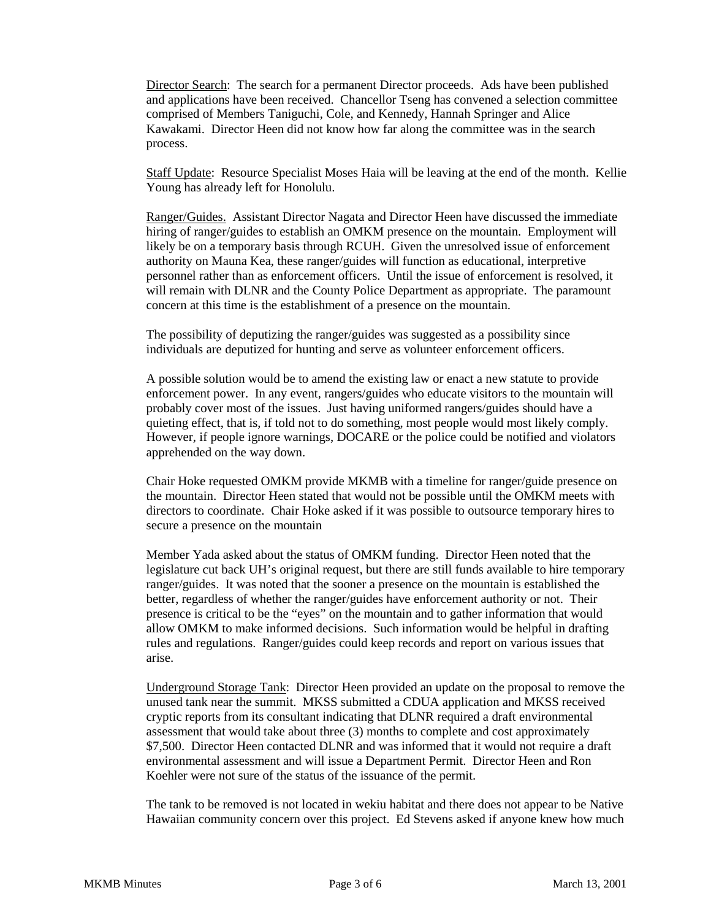Director Search: The search for a permanent Director proceeds. Ads have been published and applications have been received. Chancellor Tseng has convened a selection committee comprised of Members Taniguchi, Cole, and Kennedy, Hannah Springer and Alice Kawakami. Director Heen did not know how far along the committee was in the search process.

Staff Update: Resource Specialist Moses Haia will be leaving at the end of the month. Kellie Young has already left for Honolulu.

Ranger/Guides. Assistant Director Nagata and Director Heen have discussed the immediate hiring of ranger/guides to establish an OMKM presence on the mountain. Employment will likely be on a temporary basis through RCUH. Given the unresolved issue of enforcement authority on Mauna Kea, these ranger/guides will function as educational, interpretive personnel rather than as enforcement officers. Until the issue of enforcement is resolved, it will remain with DLNR and the County Police Department as appropriate. The paramount concern at this time is the establishment of a presence on the mountain.

The possibility of deputizing the ranger/guides was suggested as a possibility since individuals are deputized for hunting and serve as volunteer enforcement officers.

A possible solution would be to amend the existing law or enact a new statute to provide enforcement power. In any event, rangers/guides who educate visitors to the mountain will probably cover most of the issues. Just having uniformed rangers/guides should have a quieting effect, that is, if told not to do something, most people would most likely comply. However, if people ignore warnings, DOCARE or the police could be notified and violators apprehended on the way down.

Chair Hoke requested OMKM provide MKMB with a timeline for ranger/guide presence on the mountain. Director Heen stated that would not be possible until the OMKM meets with directors to coordinate. Chair Hoke asked if it was possible to outsource temporary hires to secure a presence on the mountain

Member Yada asked about the status of OMKM funding. Director Heen noted that the legislature cut back UH's original request, but there are still funds available to hire temporary ranger/guides. It was noted that the sooner a presence on the mountain is established the better, regardless of whether the ranger/guides have enforcement authority or not. Their presence is critical to be the "eyes" on the mountain and to gather information that would allow OMKM to make informed decisions. Such information would be helpful in drafting rules and regulations. Ranger/guides could keep records and report on various issues that arise.

Underground Storage Tank: Director Heen provided an update on the proposal to remove the unused tank near the summit. MKSS submitted a CDUA application and MKSS received cryptic reports from its consultant indicating that DLNR required a draft environmental assessment that would take about three (3) months to complete and cost approximately $7,500. Director Heen contacted DLNR and was informed that it would not require a draft environmental assessment and will issue a Department Permit. Director Heen and Ron Koehler were not sure of the status of the issuance of the permit.

The tank to be removed is not located in wekiu habitat and there does not appear to be Native Hawaiian community concern over this project. Ed Stevens asked if anyone knew how much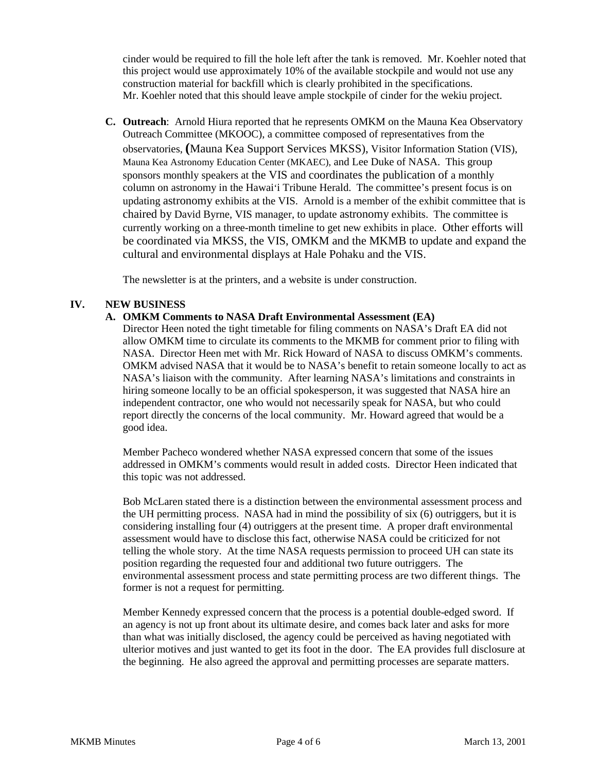cinder would be required to fill the hole left after the tank is removed. Mr. Koehler noted that this project would use approximately 10% of the available stockpile and would not use any construction material for backfill which is clearly prohibited in the specifications. Mr. Koehler noted that this should leave ample stockpile of cinder for the wekiu project.

**C. Outreach**: Arnold Hiura reported that he represents OMKM on the Mauna Kea Observatory Outreach Committee (MKOOC), a committee composed of representatives from the observatories, (Mauna Kea Support Services MKSS), Visitor Information Station (VIS), Mauna Kea Astronomy Education Center (MKAEC), and Lee Duke of NASA. This group sponsors monthly speakers at the VIS and coordinates the publication of a monthly column on astronomy in the Hawai'i Tribune Herald. The committee's present focus is on updating astronomy exhibits at the VIS. Arnold is a member of the exhibit committee that is chaired by David Byrne, VIS manager, to update astronomy exhibits. The committee is currently working on a three-month timeline to get new exhibits in place. Other efforts will be coordinated via MKSS, the VIS, OMKM and the MKMB to update and expand the cultural and environmental displays at Hale Pohaku and the VIS.

The newsletter is at the printers, and a website is under construction.

## IV. NEW BUSINESS

### A. OMKM Comments to NASA Draft Environmental Assessment (EA)

Director Heen noted the tight timetable for filing comments on NASA's Draft EA did not allow OMKM time to circulate its comments to the MKMB for comment prior to filing with NASA. Director Heen met with Mr. Rick Howard of NASA to discuss OMKM's comments. OMKM advised NASA that it would be to NASA's benefit to retain someone locally to act as NASA's liaison with the community. After learning NASA's limitations and constraints in hiring someone locally to be an official spokesperson, it was suggested that NASA hire an independent contractor, one who would not necessarily speak for NASA, but who could report directly the concerns of the local community. Mr. Howard agreed that would be a good idea.

Member Pacheco wondered whether NASA expressed concern that some of the issues addressed in OMKM's comments would result in added costs. Director Heen indicated that this topic was not addressed.

Bob McLaren stated there is a distinction between the environmental assessment process and the UH permitting process. NASA had in mind the possibility of six (6) outriggers, but it is considering installing four (4) outriggers at the present time. A proper draft environmental assessment would have to disclose this fact, otherwise NASA could be criticized for not telling the whole story. At the time NASA requests permission to proceed UH can state its position regarding the requested four and additional two future outriggers. The environmental assessment process and state permitting process are two different things. The former is not a request for permitting.

Member Kennedy expressed concern that the process is a potential double-edged sword. If an agency is not up front about its ultimate desire, and comes back later and asks for more than what was initially disclosed, the agency could be perceived as having negotiated with ulterior motives and just wanted to get its foot in the door. The EA provides full disclosure at the beginning. He also agreed the approval and permitting processes are separate matters.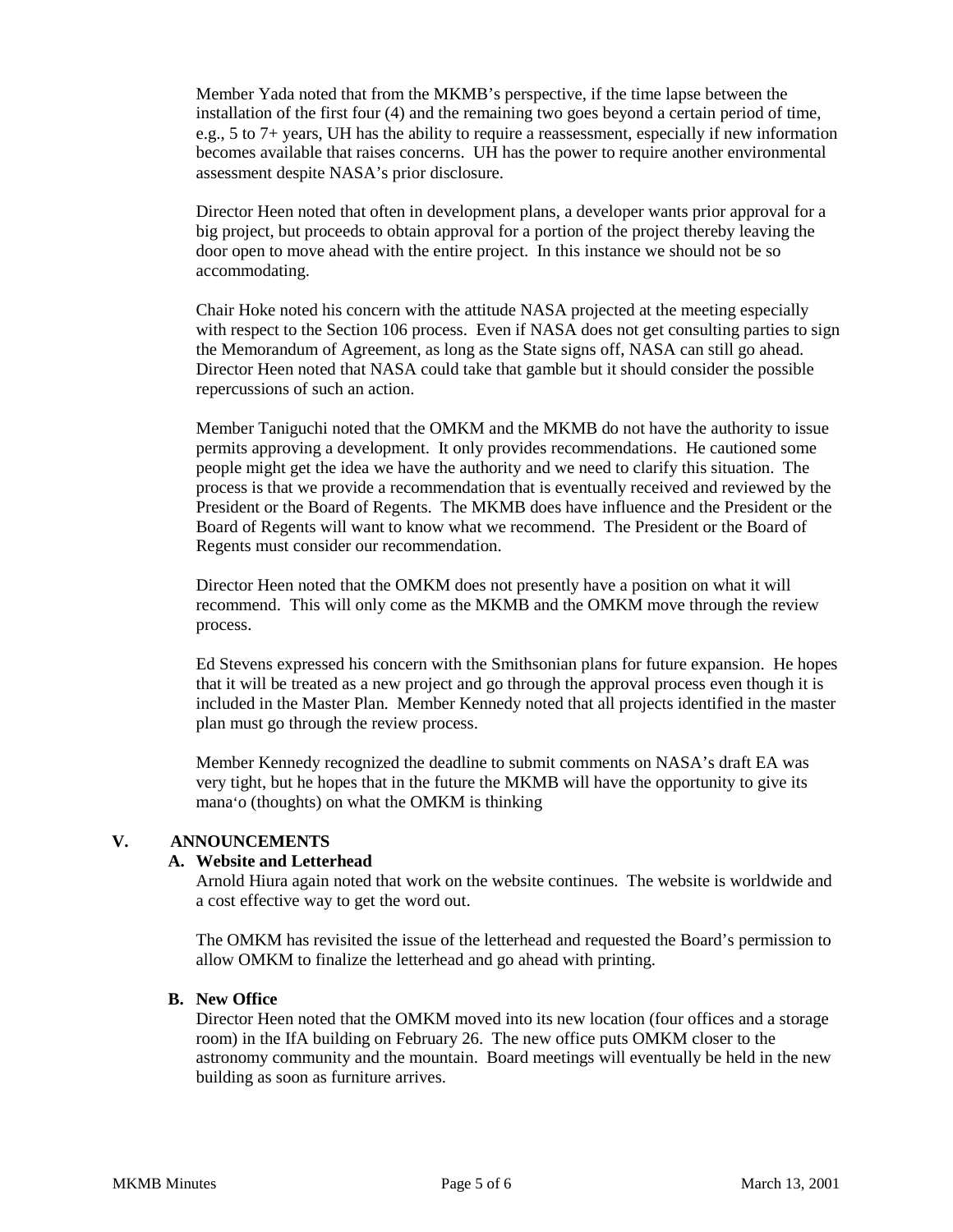Member Yada noted that from the MKMB's perspective, if the time lapse between the installation of the first four (4) and the remaining two goes beyond a certain period of time, e.g., 5 to 7+ years, UH has the ability to require a reassessment, especially if new information becomes available that raises concerns. UH has the power to require another environmental assessment despite NASA's prior disclosure.

Director Heen noted that often in development plans, a developer wants prior approval for a big project, but proceeds to obtain approval for a portion of the project thereby leaving the door open to move ahead with the entire project. In this instance we should not be so accommodating.

Chair Hoke noted his concern with the attitude NASA projected at the meeting especially with respect to the Section 106 process. Even if NASA does not get consulting parties to sign the Memorandum of Agreement, as long as the State signs off, NASA can still go ahead. Director Heen noted that NASA could take that gamble but it should consider the possible repercussions of such an action.

Member Taniguchi noted that the OMKM and the MKMB do not have the authority to issue permits approving a development. It only provides recommendations. He cautioned some people might get the idea we have the authority and we need to clarify this situation. The process is that we provide a recommendation that is eventually received and reviewed by the President or the Board of Regents. The MKMB does have influence and the President or the Board of Regents will want to know what we recommend. The President or the Board of Regents must consider our recommendation.

Director Heen noted that the OMKM does not presently have a position on what it will recommend. This will only come as the MKMB and the OMKM move through the review process.

Ed Stevens expressed his concern with the Smithsonian plans for future expansion. He hopes that it will be treated as a new project and go through the approval process even though it is included in the Master Plan. Member Kennedy noted that all projects identified in the master plan must go through the review process.

Member Kennedy recognized the deadline to submit comments on NASA's draft EA was very tight, but he hopes that in the future the MKMB will have the opportunity to give its manaʻo (thoughts) on what the OMKM is thinking

## V. ANNOUNCEMENTS

### A. Website and Letterhead

Arnold Hiura again noted that work on the website continues. The website is worldwide and a cost effective way to get the word out.

The OMKM has revisited the issue of the letterhead and requested the Board's permission to allow OMKM to finalize the letterhead and go ahead with printing.

### B. New Office

Director Heen noted that the OMKM moved into its new location (four offices and a storage room) in the IfA building on February 26. The new office puts OMKM closer to the astronomy community and the mountain. Board meetings will eventually be held in the new building as soon as furniture arrives.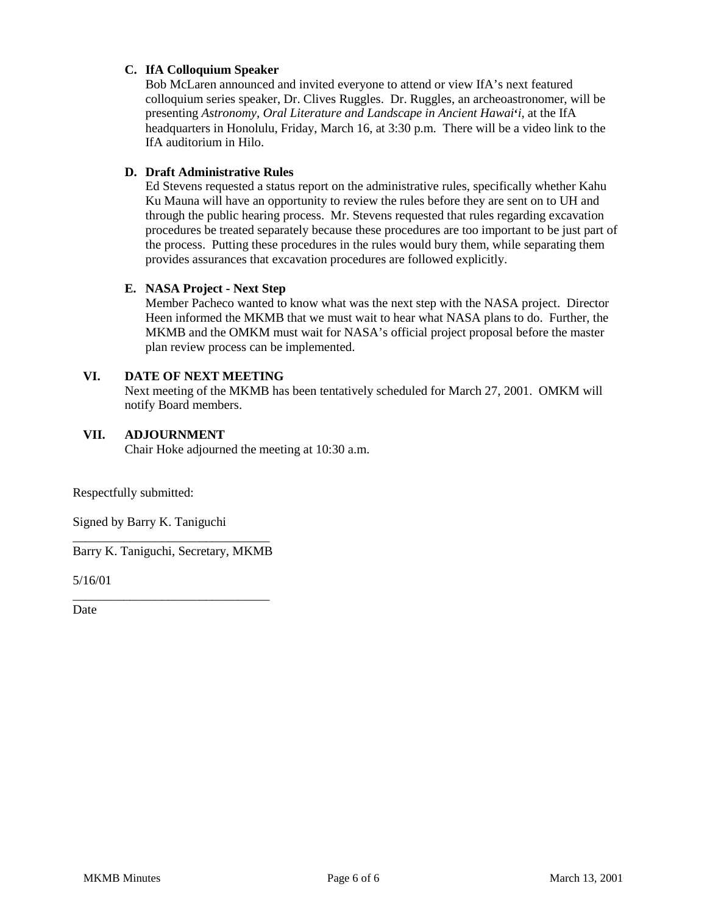**C. IfA Colloquium Speaker**

Bob McLaren announced and invited everyone to attend or view IfA's next featured colloquium series speaker, Dr. Clives Ruggles. Dr. Ruggles, an archeoastronomer, will be presenting *Astronomy, Oral Literature and Landscape in Ancient Hawai'i*, at the IfA headquarters in Honolulu, Friday, March 16, at 3:30 p.m. There will be a video link to the IfA auditorium in Hilo.

**D. Draft Administrative Rules**

Ed Stevens requested a status report on the administrative rules, specifically whether Kahu Ku Mauna will have an opportunity to review the rules before they are sent on to UH and through the public hearing process. Mr. Stevens requested that rules regarding excavation procedures be treated separately because these procedures are too important to be just part of the process. Putting these procedures in the rules would bury them, while separating them provides assurances that excavation procedures are followed explicitly.

**E. NASA Project - Next Step**

Member Pacheco wanted to know what was the next step with the NASA project. Director Heen informed the MKMB that we must wait to hear what NASA plans to do. Further, the MKMB and the OMKM must wait for NASA's official project proposal before the master plan review process can be implemented.

## VI. DATE OF NEXT MEETING

Next meeting of the MKMB has been tentatively scheduled for March 27, 2001. OMKM will notify Board members.

## VII. ADJOURNMENT

Chair Hoke adjourned the meeting at 10:30 a.m.

Respectfully submitted:

Signed by Barry K. Taniguchi
________________________________
Barry K. Taniguchi, Secretary, MKMB

5/16/01
________________________________
Date